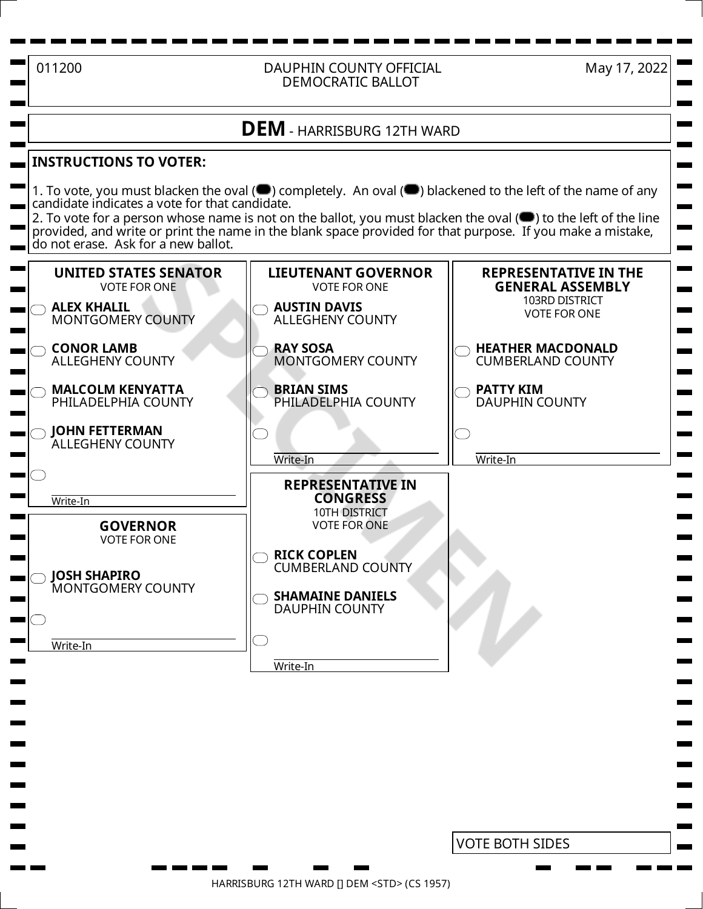011200

DAUPHIN COUNTY OFFICIAL
DEMOCRATIC BALLOT

May 17, 2022

# DEM - HARRISBURG 12TH WARD

**INSTRUCTIONS TO VOTER:**

1. To vote, you must blacken the oval (⬬) completely. An oval (⬬) blackened to the left of the name of any candidate indicates a vote for that candidate.
2. To vote for a person whose name is not on the ballot, you must blacken the oval (⬬) to the left of the line provided, and write or print the name in the blank space provided for that purpose. If you make a mistake, do not erase. Ask for a new ballot.

## UNITED STATES SENATOR
VOTE FOR ONE

- ⬭ **ALEX KHALIL** MONTGOMERY COUNTY
- ⬭ **CONOR LAMB** ALLEGHENY COUNTY
- ⬭ **MALCOLM KENYATTA** PHILADELPHIA COUNTY
- ⬭ **JOHN FETTERMAN** ALLEGHENY COUNTY
- ⬭ ______ Write-In

## GOVERNOR
VOTE FOR ONE

- ⬭ **JOSH SHAPIRO** MONTGOMERY COUNTY
- ⬭ ______ Write-In

## LIEUTENANT GOVERNOR
VOTE FOR ONE

- ⬭ **AUSTIN DAVIS** ALLEGHENY COUNTY
- ⬭ **RAY SOSA** MONTGOMERY COUNTY
- ⬭ **BRIAN SIMS** PHILADELPHIA COUNTY
- ⬭ ______ Write-In

## REPRESENTATIVE IN CONGRESS
10TH DISTRICT
VOTE FOR ONE

- ⬭ **RICK COPLEN** CUMBERLAND COUNTY
- ⬭ **SHAMAINE DANIELS** DAUPHIN COUNTY
- ⬭ ______ Write-In

## REPRESENTATIVE IN THE GENERAL ASSEMBLY
103RD DISTRICT
VOTE FOR ONE

- ⬭ **HEATHER MACDONALD** CUMBERLAND COUNTY
- ⬭ **PATTY KIM** DAUPHIN COUNTY
- ⬭ ______ Write-In

VOTE BOTH SIDES

HARRISBURG 12TH WARD [] DEM <STD> (CS 1957)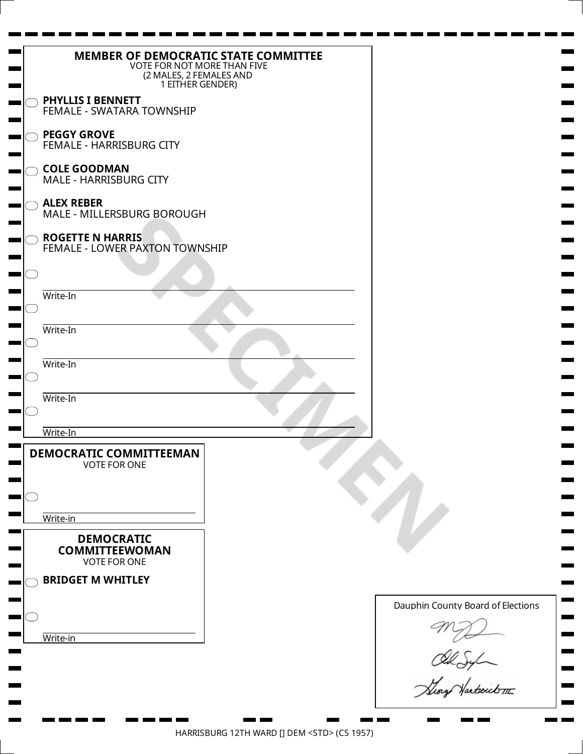## MEMBER OF DEMOCRATIC STATE COMMITTEE

VOTE FOR NOT MORE THAN FIVE
(2 MALES, 2 FEMALES AND
1 EITHER GENDER)

- **PHYLLIS I BENNETT**
  FEMALE - SWATARA TOWNSHIP
- **PEGGY GROVE**
  FEMALE - HARRISBURG CITY
- **COLE GOODMAN**
  MALE - HARRISBURG CITY
- **ALEX REBER**
  MALE - MILLERSBURG BOROUGH
- **ROGETTE N HARRIS**
  FEMALE - LOWER PAXTON TOWNSHIP
- Write-In
- Write-In
- Write-In
- Write-In
- Write-In

## DEMOCRATIC COMMITTEEMAN

VOTE FOR ONE

- Write-in

## DEMOCRATIC COMMITTEEWOMAN

VOTE FOR ONE

- **BRIDGET M WHITLEY**
- Write-in

SPECIMEN

Dauphin County Board of Elections

HARRISBURG 12TH WARD [] DEM <STD> (CS 1957)